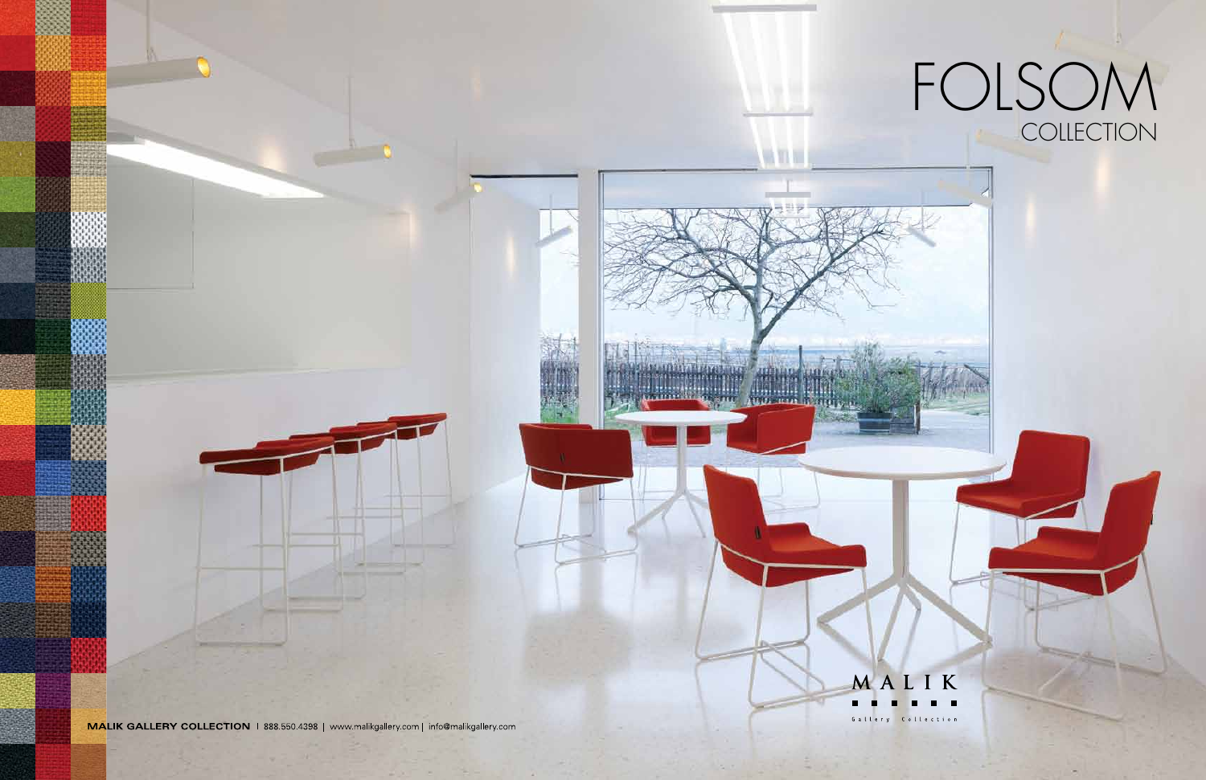# FOLSOM
## COLLECTION

MALIK

Gallery Collection

**MALIK GALLERY COLLECTION** | 888.550.4398 | www.malikgallery.com | info@malikgallery.com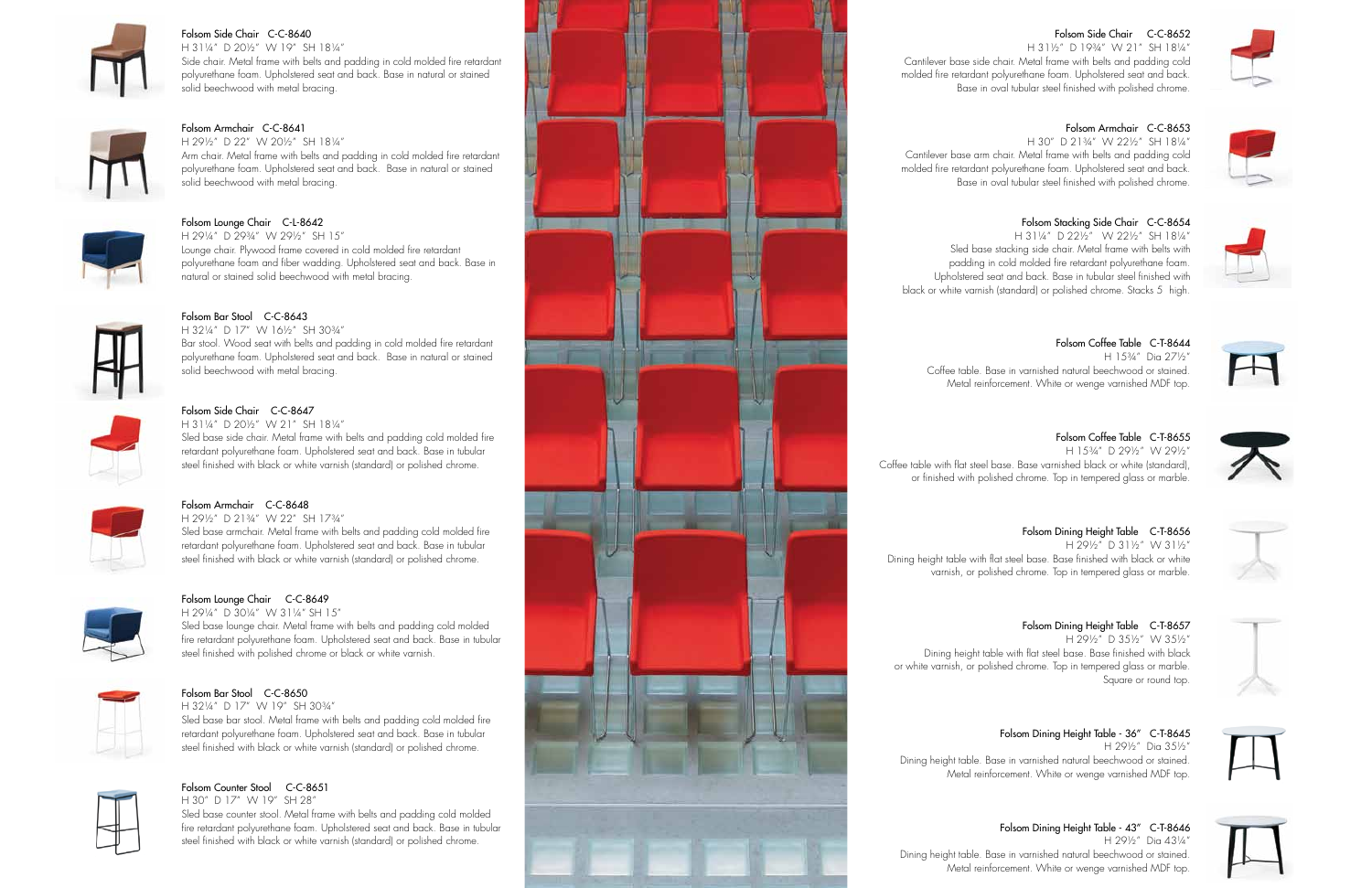### Folsom Side Chair C-C-8640

H 31¼" D 20½" W 19" SH 18¼"
Side chair. Metal frame with belts and padding in cold molded fire retardant polyurethane foam. Upholstered seat and back. Base in natural or stained solid beechwood with metal bracing.

### Folsom Armchair C-C-8641

H 29½" D 22" W 20½" SH 18¼"
Arm chair. Metal frame with belts and padding in cold molded fire retardant polyurethane foam. Upholstered seat and back. Base in natural or stained solid beechwood with metal bracing.

### Folsom Lounge Chair C-L-8642

H 29¼" D 29¾" W 29½" SH 15"
Lounge chair. Plywood frame covered in cold molded fire retardant polyurethane foam and fiber wadding. Upholstered seat and back. Base in natural or stained solid beechwood with metal bracing.

### Folsom Bar Stool C-C-8643

H 32¼" D 17" W 16½" SH 30¾"
Bar stool. Wood seat with belts and padding in cold molded fire retardant polyurethane foam. Upholstered seat and back. Base in natural or stained solid beechwood with metal bracing.

### Folsom Side Chair C-C-8647

H 31¼" D 20½" W 21" SH 18¼"
Sled base side chair. Metal frame with belts and padding cold molded fire retardant polyurethane foam. Upholstered seat and back. Base in tubular steel finished with black or white varnish (standard) or polished chrome.

### Folsom Armchair C-C-8648

H 29½" D 21¾" W 22" SH 17¾"
Sled base armchair. Metal frame with belts and padding cold molded fire retardant polyurethane foam. Upholstered seat and back. Base in tubular steel finished with black or white varnish (standard) or polished chrome.

### Folsom Lounge Chair C-C-8649

H 29¼" D 30¼" W 31¼" SH 15"
Sled base lounge chair. Metal frame with belts and padding cold molded fire retardant polyurethane foam. Upholstered seat and back. Base in tubular steel finished with polished chrome or black or white varnish.

### Folsom Bar Stool C-C-8650

H 32¼" D 17" W 19" SH 30¾"
Sled base bar stool. Metal frame with belts and padding cold molded fire retardant polyurethane foam. Upholstered seat and back. Base in tubular steel finished with black or white varnish (standard) or polished chrome.

### Folsom Counter Stool C-C-8651

H 30" D 17" W 19" SH 28"
Sled base counter stool. Metal frame with belts and padding cold molded fire retardant polyurethane foam. Upholstered seat and back. Base in tubular steel finished with black or white varnish (standard) or polished chrome.

### Folsom Side Chair C-C-8652

H 31½" D 19¾" W 21" SH 18¼"
Cantilever base side chair. Metal frame with belts and padding cold molded fire retardant polyurethane foam. Upholstered seat and back. Base in oval tubular steel finished with polished chrome.

### Folsom Armchair C-C-8653

H 30" D 21¾" W 22½" SH 18¼"
Cantilever base arm chair. Metal frame with belts and padding cold molded fire retardant polyurethane foam. Upholstered seat and back. Base in oval tubular steel finished with polished chrome.

### Folsom Stacking Side Chair C-C-8654

H 31¼" D 22½" W 22½" SH 18¼"
Sled base stacking side chair. Metal frame with belts with padding in cold molded fire retardant polyurethane foam. Upholstered seat and back. Base in tubular steel finished with black or white varnish (standard) or polished chrome. Stacks 5 high.

### Folsom Coffee Table C-T-8644

H 15¾" Dia 27½"
Coffee table. Base in varnished natural beechwood or stained. Metal reinforcement. White or wenge varnished MDF top.

### Folsom Coffee Table C-T-8655

H 15¾" D 29½" W 29½"
Coffee table with flat steel base. Base varnished black or white (standard), or finished with polished chrome. Top in tempered glass or marble.

### Folsom Dining Height Table C-T-8656

H 29½" D 31½" W 31½"
Dining height table with flat steel base. Base finished with black or white varnish, or polished chrome. Top in tempered glass or marble.

### Folsom Dining Height Table C-T-8657

H 29½" D 35½" W 35½"
Dining height table with flat steel base. Base finished with black or white varnish, or polished chrome. Top in tempered glass or marble. Square or round top.

### Folsom Dining Height Table - 36" C-T-8645

H 29½" Dia 35½"
Dining height table. Base in varnished natural beechwood or stained. Metal reinforcement. White or wenge varnished MDF top.

### Folsom Dining Height Table - 43" C-T-8646

H 29½" Dia 43¼"
Dining height table. Base in varnished natural beechwood or stained. Metal reinforcement. White or wenge varnished MDF top.